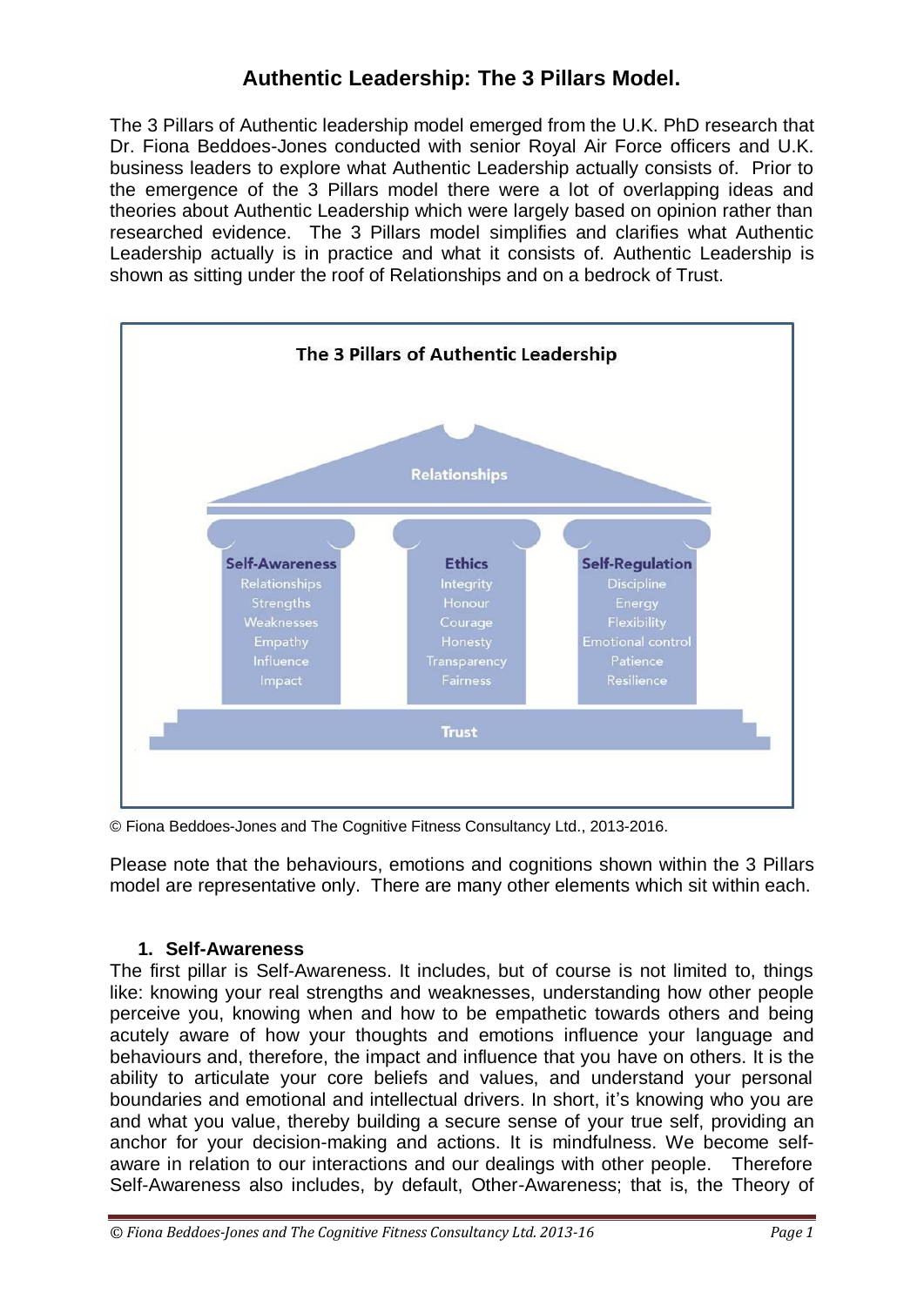# Authentic Leadership: The 3 Pillars Model.

The 3 Pillars of Authentic leadership model emerged from the U.K. PhD research that Dr. Fiona Beddoes-Jones conducted with senior Royal Air Force officers and U.K. business leaders to explore what Authentic Leadership actually consists of. Prior to the emergence of the 3 Pillars model there were a lot of overlapping ideas and theories about Authentic Leadership which were largely based on opinion rather than researched evidence. The 3 Pillars model simplifies and clarifies what Authentic Leadership actually is in practice and what it consists of. Authentic Leadership is shown as sitting under the roof of Relationships and on a bedrock of Trust.

**The 3 Pillars of Authentic Leadership**

Relationships

| Self-Awareness | Ethics | Self-Regulation |
| --- | --- | --- |
| Relationships | Integrity | Discipline |
| Strengths | Honour | Energy |
| Weaknesses | Courage | Flexibility |
| Empathy | Honesty | Emotional control |
| Influence | Transparency | Patience |
| Impact | Fairness | Resilience |

Trust

© Fiona Beddoes-Jones and The Cognitive Fitness Consultancy Ltd., 2013-2016.

Please note that the behaviours, emotions and cognitions shown within the 3 Pillars model are representative only. There are many other elements which sit within each.

## 1. Self-Awareness

The first pillar is Self-Awareness. It includes, but of course is not limited to, things like: knowing your real strengths and weaknesses, understanding how other people perceive you, knowing when and how to be empathetic towards others and being acutely aware of how your thoughts and emotions influence your language and behaviours and, therefore, the impact and influence that you have on others. It is the ability to articulate your core beliefs and values, and understand your personal boundaries and emotional and intellectual drivers. In short, it's knowing who you are and what you value, thereby building a secure sense of your true self, providing an anchor for your decision-making and actions. It is mindfulness. We become self-aware in relation to our interactions and our dealings with other people. Therefore Self-Awareness also includes, by default, Other-Awareness; that is, the Theory of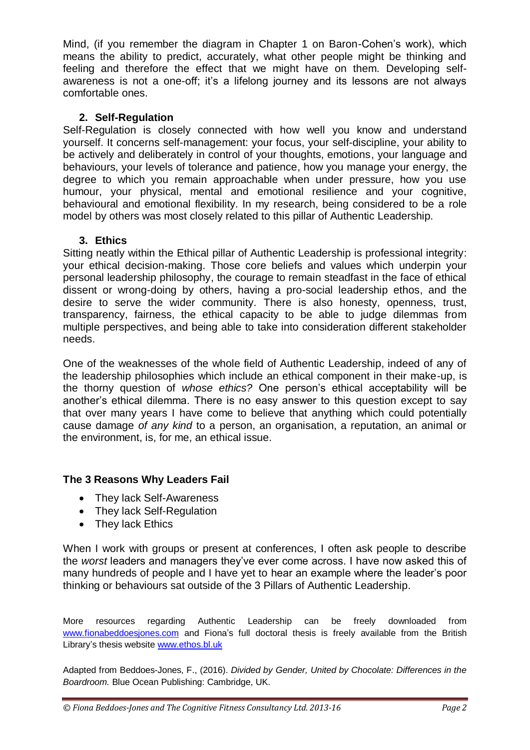Mind, (if you remember the diagram in Chapter 1 on Baron-Cohen's work), which means the ability to predict, accurately, what other people might be thinking and feeling and therefore the effect that we might have on them. Developing self-awareness is not a one-off; it's a lifelong journey and its lessons are not always comfortable ones.

### 2. Self-Regulation

Self-Regulation is closely connected with how well you know and understand yourself. It concerns self-management: your focus, your self-discipline, your ability to be actively and deliberately in control of your thoughts, emotions, your language and behaviours, your levels of tolerance and patience, how you manage your energy, the degree to which you remain approachable when under pressure, how you use humour, your physical, mental and emotional resilience and your cognitive, behavioural and emotional flexibility. In my research, being considered to be a role model by others was most closely related to this pillar of Authentic Leadership.

### 3. Ethics

Sitting neatly within the Ethical pillar of Authentic Leadership is professional integrity: your ethical decision-making. Those core beliefs and values which underpin your personal leadership philosophy, the courage to remain steadfast in the face of ethical dissent or wrong-doing by others, having a pro-social leadership ethos, and the desire to serve the wider community. There is also honesty, openness, trust, transparency, fairness, the ethical capacity to be able to judge dilemmas from multiple perspectives, and being able to take into consideration different stakeholder needs.

One of the weaknesses of the whole field of Authentic Leadership, indeed of any of the leadership philosophies which include an ethical component in their make-up, is the thorny question of *whose ethics?* One person's ethical acceptability will be another's ethical dilemma. There is no easy answer to this question except to say that over many years I have come to believe that anything which could potentially cause damage *of any kind* to a person, an organisation, a reputation, an animal or the environment, is, for me, an ethical issue.

## The 3 Reasons Why Leaders Fail

- They lack Self-Awareness
- They lack Self-Regulation
- They lack Ethics

When I work with groups or present at conferences, I often ask people to describe the *worst* leaders and managers they've ever come across. I have now asked this of many hundreds of people and I have yet to hear an example where the leader's poor thinking or behaviours sat outside of the 3 Pillars of Authentic Leadership.

More resources regarding Authentic Leadership can be freely downloaded from [www.fionabeddoesjones.com](http://www.fionabeddoesjones.com) and Fiona's full doctoral thesis is freely available from the British Library's thesis website [www.ethos.bl.uk](http://www.ethos.bl.uk)

Adapted from Beddoes-Jones, F., (2016). *Divided by Gender, United by Chocolate: Differences in the Boardroom.* Blue Ocean Publishing: Cambridge, UK.

*© Fiona Beddoes-Jones and The Cognitive Fitness Consultancy Ltd. 2013-16*